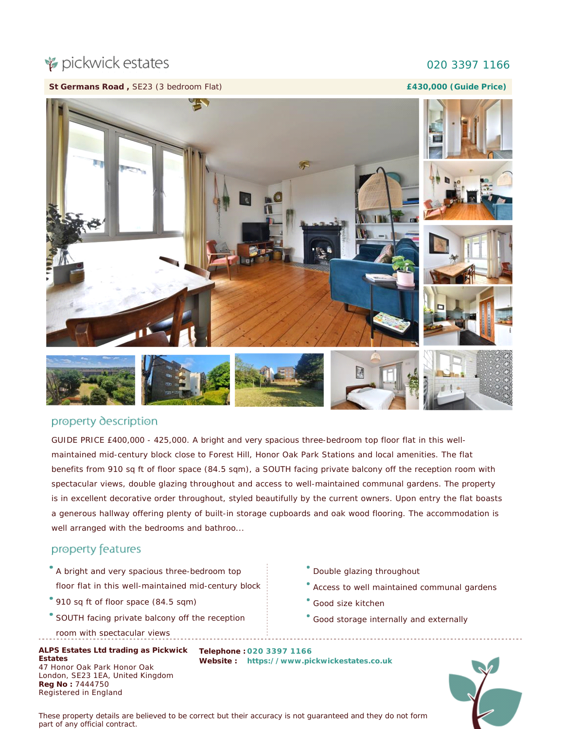pickwick estates

020 3397 1166

**St Germans Road ,** SE23 (3 bedroom Flat) **£430,000 (Guide Price)**

## property description

GUIDE PRICE £400,000 - 425,000. A bright and very spacious three-bedroom top floor flat in this well-maintained mid-century block close to Forest Hill, Honor Oak Park Stations and local amenities. The flat benefits from 910 sq ft of floor space (84.5 sqm), a SOUTH facing private balcony off the reception room with spectacular views, double glazing throughout and access to well-maintained communal gardens. The property is in excellent decorative order throughout, styled beautifully by the current owners. Upon entry the flat boasts a generous hallway offering plenty of built-in storage cupboards and oak wood flooring. The accommodation is well arranged with the bedrooms and bathroo...

## property features

- A bright and very spacious three-bedroom top floor flat in this well-maintained mid-century block
- 910 sq ft of floor space (84.5 sqm)
- SOUTH facing private balcony off the reception room with spectacular views
- Double glazing throughout
- Access to well maintained communal gardens
- Good size kitchen
- Good storage internally and externally

**ALPS Estates Ltd trading as Pickwick Estates**
47 Honor Oak Park Honor Oak
London, SE23 1EA, United Kingdom
**Reg No :** 7444750
Registered in England

**Telephone :** 020 3397 1166
**Website :** https://www.pickwickestates.co.uk

These property details are believed to be correct but their accuracy is not guaranteed and they do not form part of any official contract.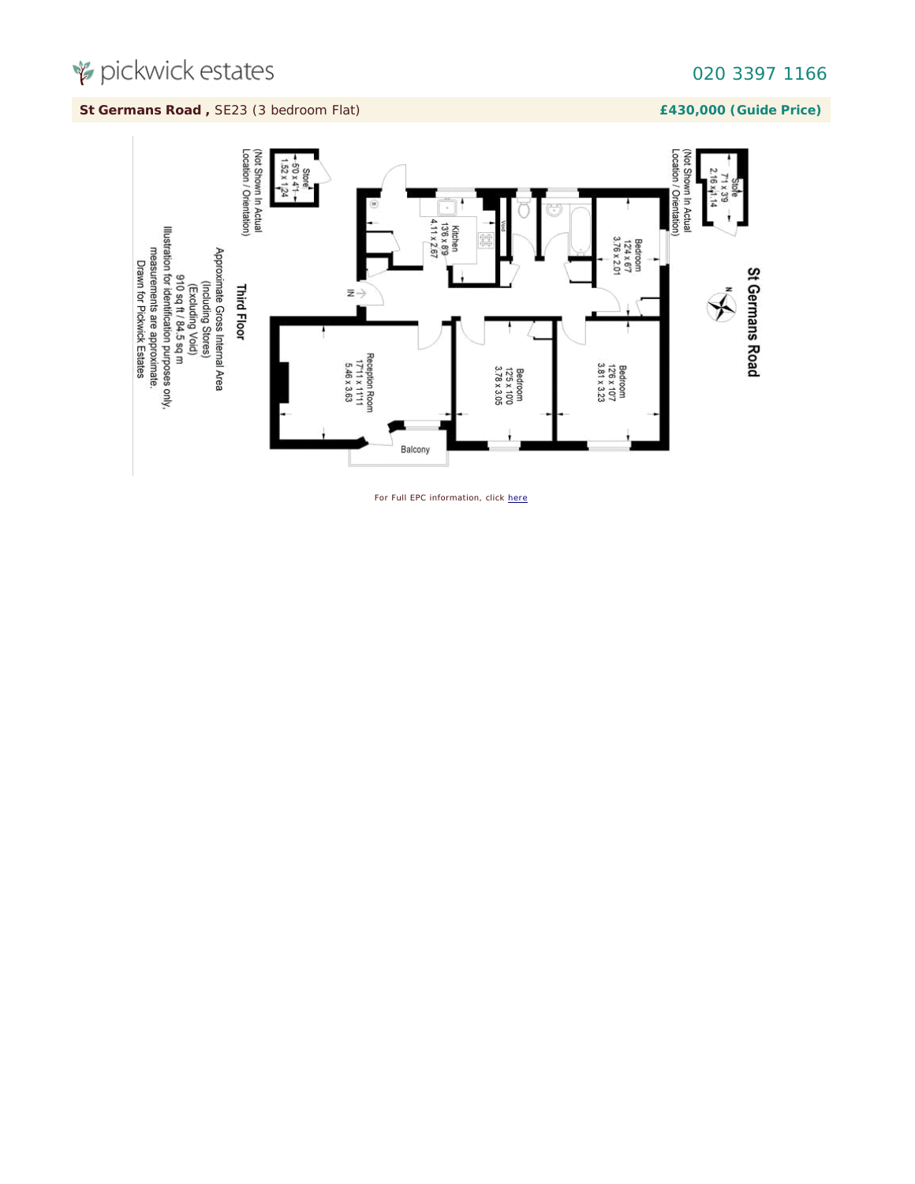pickwick estates

020 3397 1166

**St Germans Road ,** SE23 (3 bedroom Flat)

**£430,000 (Guide Price)**

St Germans Road

Third Floor

Approximate Gross Internal Area
(Including Stores)
(Excluding Void)
910 sq ft / 84.5 sq m
Illustration for identification purposes only,
measurements are approximate.
Drawn for Pickwick Estates

Store
5'0 x 4'1
1.52 x 1.24
(Not Shown In Actual
Location / Orientation)

Store
7'1 x 3'9
2.16 x 1.14
(Not Shown In Actual
Location / Orientation)

Kitchen
13'6 x 8'9
4.11 x 2.67

Void

Bedroom
12'4 x 6'7
3.76 x 2.01

IN

Reception Room
17'11 x 11'11
5.46 x 3.63

Bedroom
12'5 x 10'0
3.78 x 3.05

Bedroom
12'6 x 10'7
3.81 x 3.23

Balcony

For Full EPC information, click here